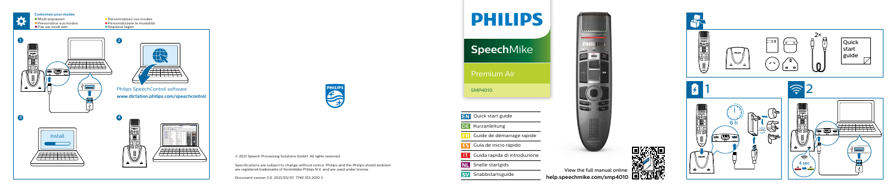**Customize your modes**

- Modi anpassen
- Personalice sus modos
- Pas uw modi aan
- Personnalisez vos modes
- Personalizzare le modalità
- Anpassa lägen

1

2

Philips SpeechControl software
**www.dictation.philips.com/speechcontrol**

3

Install

4

© 2021 Speech Processing Solutions GmbH. All rights reserved.

Specifications are subject to change without notice. Philips and the Philips shield emblem are registered trademarks of Koninklijke Philips N.V. and are used under license.

Document version 3.0, 2021/05/07, 7740 103 2010.3

# PHILIPS

## SpeechMike

Premium Air

SMP4010

- **EN** Quick start guide
- **DE** Kurzanleitung
- **FR** Guide de démarrage rapide
- **ES** Guía de inicio rápido
- **IT** Guida rapida di introduzione
- **NL** Snelle startgids
- **SV** Snabbstartsguide

View the full manual online:
**help.speechmike.com/smp4010**

2×

Quick start guide

1

6 h

2

4 sec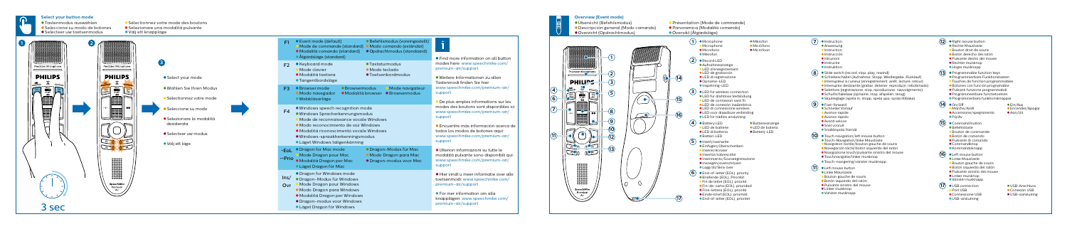## Select your button mode

- Tastenmodus auswählen
- Seleccione su modo de botones
- Selecteer uw toetsenmodus
- Sélectionnez votre mode des boutons
- Selezionare una modalità pulsante
- Välj ett knappläge

1

2

3

- Select your mode
- Wählen Sie Ihren Modus
- Sélectionnez votre mode
- Seleccione su modo
- Selezionare la modalità desiderata
- Selecteer uw modus
- Välj ett läge

3 sec

| | |
|---|---|
| F1 | Event mode (default) • Befehlsmodus (voreingestellt) • Mode de commande (standard) • Modo comando (estándar) • Modalità comando (standard) • Opdrachtmodus (standaard) • Åtgärdsläge (standard) |
| F2 | Keyboard mode • Tastaturmodus • Mode clavier • Modo teclado • Modalità tastiera • Toetsenbordmodus • Tangentbordsläge |
| F3 | Browser mode • Browsermodus • Mode navigateur • Modo navegador • Modalità browser • Browsermodus • Webbläsarläge |
| F4 | Windows speech recognition mode • Windows Spracherkennungsmodus • Mode de reconnaissance vocale Windows • Modo reconocimiento de voz Windows • Modalità riconoscimento vocale Windows • Windows-spraakherkenningsmodus • Läget Windows taligenkänning |
| -EoL / -Prio | Dragon for Mac mode • Dragon-modus für Mac • Mode Dragon pour Mac • Modo Dragon para Mac • Modalità Dragon per Mac • Dragon-modus voor Mac • Läget Dragon för Mac |
| Ins/ Ovr | Dragon for Windows mode • Dragon-Modus für Windows • Mode Dragon pour Windows • Modo Dragon para Windows • Modalità Dragon per Windows • Dragon-modus voor Windows • Läget Dragon för Windows |

- Find more information on all button modes here: www.speechmike.com/premium-air/support
- Weitere Informationen zu allen Tastenmodi finden Sie hier: www.speechmike.com/premium-air/support
- De plus amples informations sur les modes des boutons sont disponibles ici: www.speechmike.com/premium-air/support
- Encuentre más información acerca de todos los modos de botones aquí: www.speechmike.com/premium-air/support
- Ulteriori informazioni su tutte le modalità pulsante sono disponibili qui: www.speechmike.com/premium-air/support
- Hier vindt u meer informatie over alle toetsenmodi: www.speechmike.com/premium-air/support
- För mer information om alla knapplägen: www.speechmike.com/premium-air/support

## Overview (Event mode)

- Übersicht (Befehlsmodus)
- Descripción general (Modo comando)
- Overzicht (Opdrachtmodus)
- Présentation (Mode de commande)
- Panoramica (Modalità comando)
- Översikt (Åtgärdsläge)

1. Microphone • Mikrofon • Microphone • Micrófono • Microfono • Microfoon • Mikrofon
2. Record LED • Aufnahmeanzeige • LED d'enregistrement • LED de grabación • LED di registrazione • Opname-LED • Inspelning-LED
3. LED for wireless connection • LED für drahtlose Verbindung • LED de connexion sans fil • LED de conexión inalámbrica • LED di connessione wireless • LED voor draadloze verbinding • LED för trådlös anslutning
4. Battery LED • Batterieanzeige • LED de batterie • LED de batería • LED di batteria • Batterij-LED • Batteri-LED
5. Insert/overwrite • Einfügen/Überschreiben • Insérer/écraser • Insertar/sobrescribir • Inserimento/Sovrascrittura • Invoegen/overschrijven • Lägg till/Skriv över
6. End-of-letter (EOL), priority • Briefende (EOL), Priorität • Fin de lettre (EOL), priorité • Fin-de-carta (EOL), prioridad • Fine-lettera (EOL), priorità • Einde-brief (EOL), prioriteit • End-of-letter (EOL), prioritet
7. Instruction • Anweisung • Instruction • Instrucción • Istruzioni • Instructie • Instruktion
8. Slide switch (record, stop, play, rewind) • Schiebeschalter (Aufnahme, Stopp, Wiedergabe, Rücklauf) • Interrupteur à curseur (enregistrement, arrêt, lecture, retour) • Interruptor deslizante (grabar, detener, reproducir, rebobinado) • Selettore (registrazione, stop, riproduzione, riavvolgimento) • Schuifschakelaar (opname, stop, afspelen, terug) • Skjutreglage (spela in, stopp, spela upp, spola tillbaka)
9. Fast-forward • Schneller Vorlauf • Avance rapide • Avance rápido • Avanti veloce • Snel vooruit • Snabbspola framåt
10. Touch navigation/left mouse button • Touch-Navigation/linke Maustaste • Navigation tactile/bouton gauche de souris • Navegación táctil/botón izquierdo del ratón • Navigazione touch/pulsante sinistro del mouse • Touchnavigatie/linker muisknop • Touch-navigering/vänster musknapp
11. Left mouse button • Linke Maustaste • Bouton gauche de souris • Botón izquierdo del ratón • Pulsante sinistro del mouse • Linker muisknop • Vänster musknapp
12. Right mouse button • Rechte Maustaste • Bouton droit de souris • Botón derecho del ratón • Pulsante destro del mouse • Rechter muisknop • Höger musknapp
13. Programmable function keys • Programmierbare Funktionstasten • Touches de fonction programmables • Botones con función programable • Pulsanti funzione programmabili • Programmeerbare functietoetsen • Programmerbara funktionsknappar
14. On/Off • Ein/Aus • Marche/Arrêt • Encender/Apagar • Accensione/spegnimento • Aan/Uit • På/Av
15. Command button • Befehlstaste • Bouton de commande • Botón de comando • Pulsante di comando • Commandknop • Kommandoknapp
16. Left mouse button • Linke Maustaste • Bouton gauche de souris • Botón izquierdo del ratón • Pulsante sinistro del mouse • Linker muisknop • Vänster musknapp
17. USB connection • USB-Anschluss • Port USB • Conexión USB • Connessione USB • USB-aansluiting • USB-anslutning